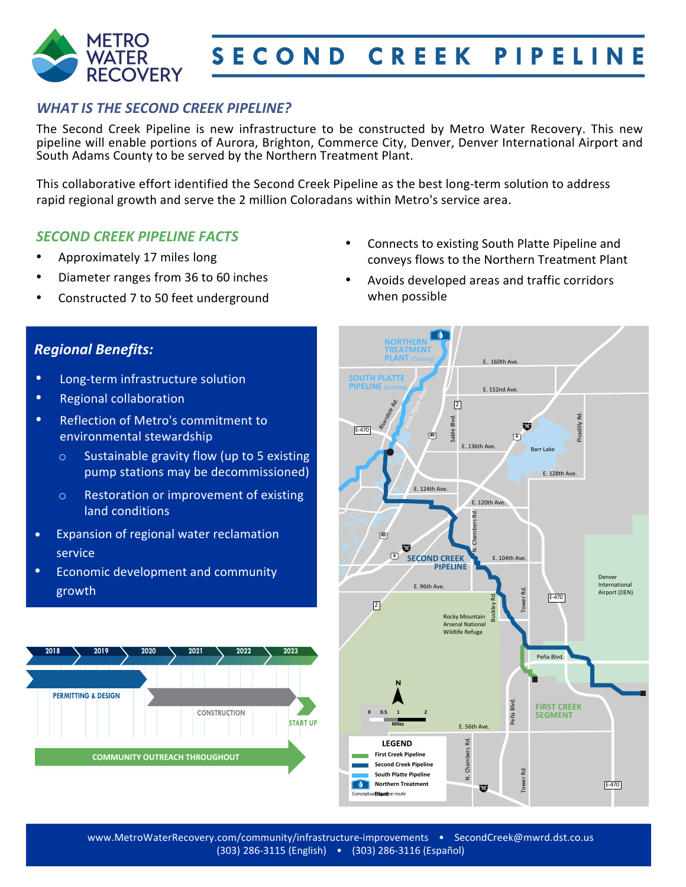# SECOND CREEK PIPELINE

## WHAT IS THE SECOND CREEK PIPELINE?

The Second Creek Pipeline is new infrastructure to be constructed by Metro Water Recovery. This new pipeline will enable portions of Aurora, Brighton, Commerce City, Denver, Denver International Airport and South Adams County to be served by the Northern Treatment Plant.

This collaborative effort identified the Second Creek Pipeline as the best long-term solution to address rapid regional growth and serve the 2 million Coloradans within Metro's service area.

## SECOND CREEK PIPELINE FACTS

- Approximately 17 miles long
- Diameter ranges from 36 to 60 inches
- Constructed 7 to 50 feet underground
- Connects to existing South Platte Pipeline and conveys flows to the Northern Treatment Plant
- Avoids developed areas and traffic corridors when possible

## Regional Benefits:

- Long-term infrastructure solution
- Regional collaboration
- Reflection of Metro's commitment to environmental stewardship
  - Sustainable gravity flow (up to 5 existing pump stations may be decommissioned)
  - Restoration or improvement of existing land conditions
- Expansion of regional water reclamation service
- Economic development and community growth

| 2018 | 2019 | 2020 | 2021 | 2022 | 2023 |
|---|---|---|---|---|---|
| PERMITTING & DESIGN | PERMITTING & DESIGN | PERMITTING & DESIGN | | | |
| | | CONSTRUCTION | CONSTRUCTION | CONSTRUCTION | START UP |
| COMMUNITY OUTREACH THROUGHOUT | | | | | |

www.MetroWaterRecovery.com/community/infrastructure-improvements • SecondCreek@mwrd.dst.co.us
(303) 286-3115 (English) • (303) 286-3116 (Español)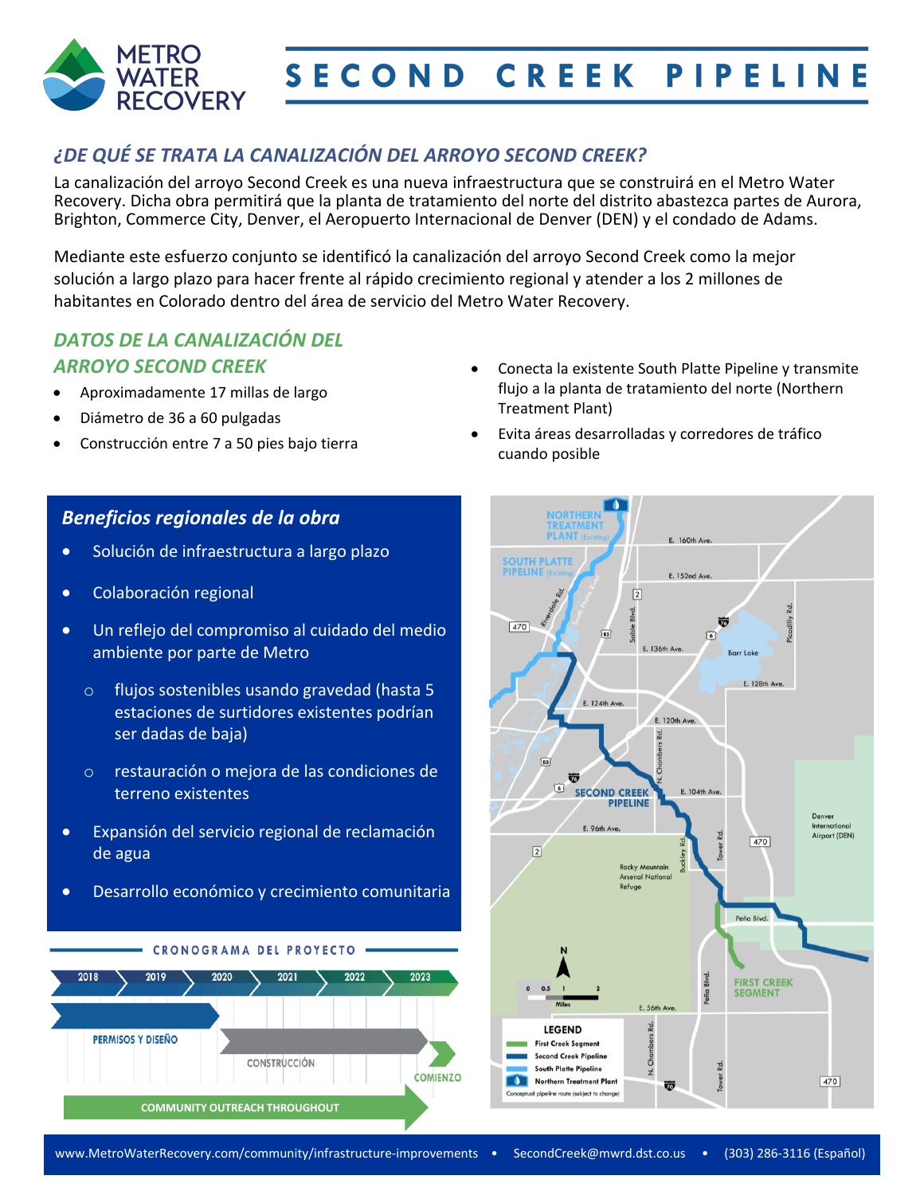# SECOND CREEK PIPELINE

## ¿DE QUÉ SE TRATA LA CANALIZACIÓN DEL ARROYO SECOND CREEK?

La canalización del arroyo Second Creek es una nueva infraestructura que se construirá en el Metro Water Recovery. Dicha obra permitirá que la planta de tratamiento del norte del distrito abastezca partes de Aurora, Brighton, Commerce City, Denver, el Aeropuerto Internacional de Denver (DEN) y el condado de Adams.

Mediante este esfuerzo conjunto se identificó la canalización del arroyo Second Creek como la mejor solución a largo plazo para hacer frente al rápido crecimiento regional y atender a los 2 millones de habitantes en Colorado dentro del área de servicio del Metro Water Recovery.

## DATOS DE LA CANALIZACIÓN DEL ARROYO SECOND CREEK

- Aproximadamente 17 millas de largo
- Diámetro de 36 a 60 pulgadas
- Construcción entre 7 a 50 pies bajo tierra
- Conecta la existente South Platte Pipeline y transmite flujo a la planta de tratamiento del norte (Northern Treatment Plant)
- Evita áreas desarrolladas y corredores de tráfico cuando posible

## Beneficios regionales de la obra

- Solución de infraestructura a largo plazo
- Colaboración regional
- Un reflejo del compromiso al cuidado del medio ambiente por parte de Metro
  - flujos sostenibles usando gravedad (hasta 5 estaciones de surtidores existentes podrían ser dadas de baja)
  - restauración o mejora de las condiciones de terreno existentes
- Expansión del servicio regional de reclamación de agua
- Desarrollo económico y crecimiento comunitaria

## CRONOGRAMA DEL PROYECTO

2018 2019 2020 2021 2022 2023

PERMISOS Y DISEÑO

CONSTRUCCIÓN

COMIENZO

COMMUNITY OUTREACH THROUGHOUT

NORTHERN TREATMENT PLANT (Existing)

SOUTH PLATTE PIPELINE (Existing)

SECOND CREEK PIPELINE

FIRST CREEK SEGMENT

E. 160th Ave. E. 152nd Ave. E. 136th Ave. E. 128th Ave. E. 124th Ave. E. 120th Ave. E. 104th Ave. E. 96th Ave. E. 56th Ave. Peña Blvd.

Riverdale Rd. South Platte River Sable Blvd. Piccadilly Rd. N. Chambers Rd. Buckley Rd. Tower Rd. Peña Blvd.

Barr Lake

Rocky Mountain Arsenal National Refuge

Denver International Airport (DEN)

470 2 85 76 6 70

0 0.5 1 2 Miles

LEGEND

- First Creek Segment
- Second Creek Pipeline
- South Platte Pipeline
- Northern Treatment Plant

Conceptual pipeline route (subject to change)

www.MetroWaterRecovery.com/community/infrastructure-improvements • SecondCreek@mwrd.dst.co.us • (303) 286-3116 (Español)